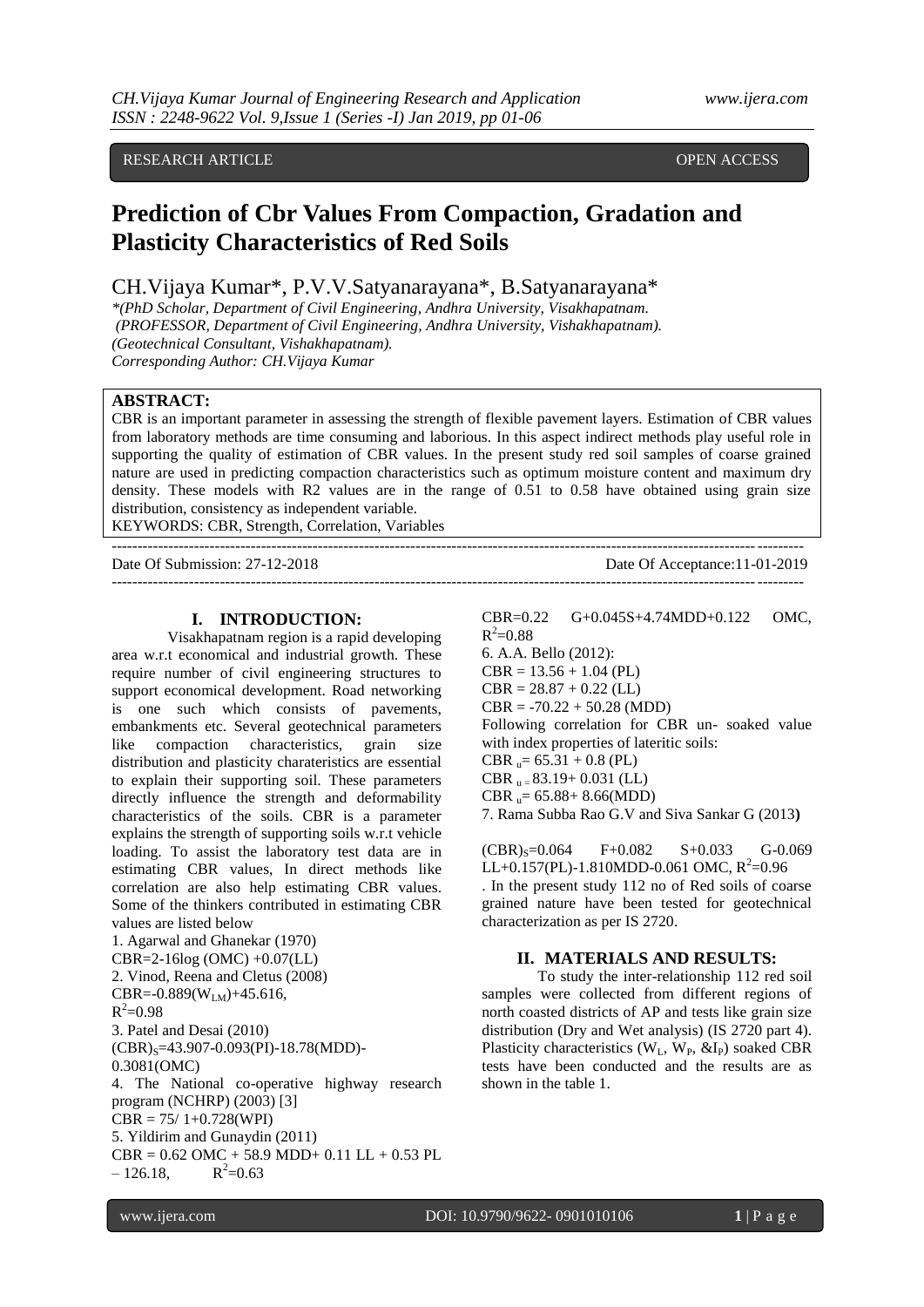RESEARCH ARTICLE OPEN ACCESS

# Prediction of Cbr Values From Compaction, Gradation and Plasticity Characteristics of Red Soils

CH.Vijaya Kumar*, P.V.V.Satyanarayana*, B.Satyanarayana*

*\*(PhD Scholar, Department of Civil Engineering, Andhra University, Visakhapatnam.*
*(PROFESSOR, Department of Civil Engineering, Andhra University, Vishakhapatnam).*
*(Geotechnical Consultant, Vishakhapatnam).*
*Corresponding Author: CH.Vijaya Kumar*

**ABSTRACT:**
CBR is an important parameter in assessing the strength of flexible pavement layers. Estimation of CBR values from laboratory methods are time consuming and laborious. In this aspect indirect methods play useful role in supporting the quality of estimation of CBR values. In the present study red soil samples of coarse grained nature are used in predicting compaction characteristics such as optimum moisture content and maximum dry density. These models with R2 values are in the range of 0.51 to 0.58 have obtained using grain size distribution, consistency as independent variable.

KEYWORDS: CBR, Strength, Correlation, Variables

Date Of Submission: 27-12-2018 Date Of Acceptance:11-01-2019

## I. INTRODUCTION:

Visakhapatnam region is a rapid developing area w.r.t economical and industrial growth. These require number of civil engineering structures to support economical development. Road networking is one such which consists of pavements, embankments etc. Several geotechnical parameters like compaction characteristics, grain size distribution and plasticity charateristics are essential to explain their supporting soil. These parameters directly influence the strength and deformability characteristics of the soils. CBR is a parameter explains the strength of supporting soils w.r.t vehicle loading. To assist the laboratory test data are in estimating CBR values, In direct methods like correlation are also help estimating CBR values. Some of the thinkers contributed in estimating CBR values are listed below

1. Agarwal and Ghanekar (1970)
CBR=2-16log (OMC) +0.07(LL)
2. Vinod, Reena and Cletus (2008)
CBR=-0.889($W_{LM}$)+45.616,
$R^2$=0.98
3. Patel and Desai (2010)
$(CBR)_S$=43.907-0.093(PI)-18.78(MDD)-0.3081(OMC)
4. The National co-operative highway research program (NCHRP) (2003) [3]
CBR = 75/ 1+0.728(WPI)
5. Yildirim and Gunaydin (2011)
CBR = 0.62 OMC + 58.9 MDD+ 0.11 LL + 0.53 PL – 126.18, $R^2$=0.63
CBR=0.22 G+0.045S+4.74MDD+0.122 OMC, $R^2$=0.88
6. A.A. Bello (2012):
CBR = 13.56 + 1.04 (PL)
CBR = 28.87 + 0.22 (LL)
CBR = -70.22 + 50.28 (MDD)
Following correlation for CBR un- soaked value with index properties of lateritic soils:
$CBR_u$= 65.31 + 0.8 (PL)
$CBR_u$= 83.19+ 0.031 (LL)
$CBR_u$= 65.88+ 8.66(MDD)
7. Rama Subba Rao G.V and Siva Sankar G (2013**)**

$(CBR)_S$=0.064 F+0.082 S+0.033 G-0.069 LL+0.157(PL)-1.810MDD-0.061 OMC, $R^2$=0.96

. In the present study 112 no of Red soils of coarse grained nature have been tested for geotechnical characterization as per IS 2720.

## II. MATERIALS AND RESULTS:

To study the inter-relationship 112 red soil samples were collected from different regions of north coasted districts of AP and tests like grain size distribution (Dry and Wet analysis) (IS 2720 part 4). Plasticity characteristics ($W_L$, $W_P$, &$I_P$) soaked CBR tests have been conducted and the results are as shown in the table 1.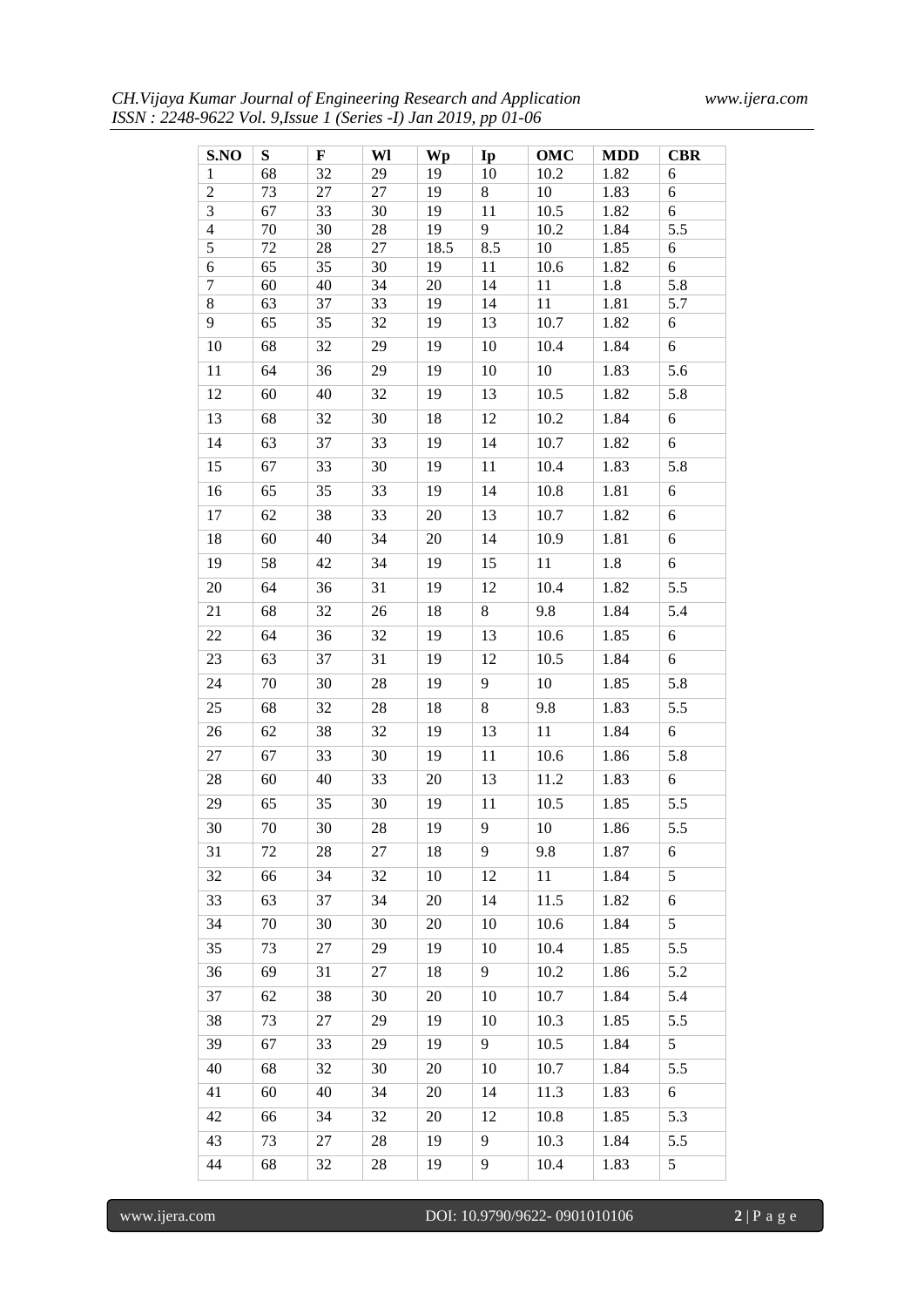| S.NO | S | F | Wl | Wp | Ip | OMC | MDD | CBR |
|---|---|---|---|---|---|---|---|---|
| 1 | 68 | 32 | 29 | 19 | 10 | 10.2 | 1.82 | 6 |
| 2 | 73 | 27 | 27 | 19 | 8 | 10 | 1.83 | 6 |
| 3 | 67 | 33 | 30 | 19 | 11 | 10.5 | 1.82 | 6 |
| 4 | 70 | 30 | 28 | 19 | 9 | 10.2 | 1.84 | 5.5 |
| 5 | 72 | 28 | 27 | 18.5 | 8.5 | 10 | 1.85 | 6 |
| 6 | 65 | 35 | 30 | 19 | 11 | 10.6 | 1.82 | 6 |
| 7 | 60 | 40 | 34 | 20 | 14 | 11 | 1.8 | 5.8 |
| 8 | 63 | 37 | 33 | 19 | 14 | 11 | 1.81 | 5.7 |
| 9 | 65 | 35 | 32 | 19 | 13 | 10.7 | 1.82 | 6 |
| 10 | 68 | 32 | 29 | 19 | 10 | 10.4 | 1.84 | 6 |
| 11 | 64 | 36 | 29 | 19 | 10 | 10 | 1.83 | 5.6 |
| 12 | 60 | 40 | 32 | 19 | 13 | 10.5 | 1.82 | 5.8 |
| 13 | 68 | 32 | 30 | 18 | 12 | 10.2 | 1.84 | 6 |
| 14 | 63 | 37 | 33 | 19 | 14 | 10.7 | 1.82 | 6 |
| 15 | 67 | 33 | 30 | 19 | 11 | 10.4 | 1.83 | 5.8 |
| 16 | 65 | 35 | 33 | 19 | 14 | 10.8 | 1.81 | 6 |
| 17 | 62 | 38 | 33 | 20 | 13 | 10.7 | 1.82 | 6 |
| 18 | 60 | 40 | 34 | 20 | 14 | 10.9 | 1.81 | 6 |
| 19 | 58 | 42 | 34 | 19 | 15 | 11 | 1.8 | 6 |
| 20 | 64 | 36 | 31 | 19 | 12 | 10.4 | 1.82 | 5.5 |
| 21 | 68 | 32 | 26 | 18 | 8 | 9.8 | 1.84 | 5.4 |
| 22 | 64 | 36 | 32 | 19 | 13 | 10.6 | 1.85 | 6 |
| 23 | 63 | 37 | 31 | 19 | 12 | 10.5 | 1.84 | 6 |
| 24 | 70 | 30 | 28 | 19 | 9 | 10 | 1.85 | 5.8 |
| 25 | 68 | 32 | 28 | 18 | 8 | 9.8 | 1.83 | 5.5 |
| 26 | 62 | 38 | 32 | 19 | 13 | 11 | 1.84 | 6 |
| 27 | 67 | 33 | 30 | 19 | 11 | 10.6 | 1.86 | 5.8 |
| 28 | 60 | 40 | 33 | 20 | 13 | 11.2 | 1.83 | 6 |
| 29 | 65 | 35 | 30 | 19 | 11 | 10.5 | 1.85 | 5.5 |
| 30 | 70 | 30 | 28 | 19 | 9 | 10 | 1.86 | 5.5 |
| 31 | 72 | 28 | 27 | 18 | 9 | 9.8 | 1.87 | 6 |
| 32 | 66 | 34 | 32 | 10 | 12 | 11 | 1.84 | 5 |
| 33 | 63 | 37 | 34 | 20 | 14 | 11.5 | 1.82 | 6 |
| 34 | 70 | 30 | 30 | 20 | 10 | 10.6 | 1.84 | 5 |
| 35 | 73 | 27 | 29 | 19 | 10 | 10.4 | 1.85 | 5.5 |
| 36 | 69 | 31 | 27 | 18 | 9 | 10.2 | 1.86 | 5.2 |
| 37 | 62 | 38 | 30 | 20 | 10 | 10.7 | 1.84 | 5.4 |
| 38 | 73 | 27 | 29 | 19 | 10 | 10.3 | 1.85 | 5.5 |
| 39 | 67 | 33 | 29 | 19 | 9 | 10.5 | 1.84 | 5 |
| 40 | 68 | 32 | 30 | 20 | 10 | 10.7 | 1.84 | 5.5 |
| 41 | 60 | 40 | 34 | 20 | 14 | 11.3 | 1.83 | 6 |
| 42 | 66 | 34 | 32 | 20 | 12 | 10.8 | 1.85 | 5.3 |
| 43 | 73 | 27 | 28 | 19 | 9 | 10.3 | 1.84 | 5.5 |
| 44 | 68 | 32 | 28 | 19 | 9 | 10.4 | 1.83 | 5 |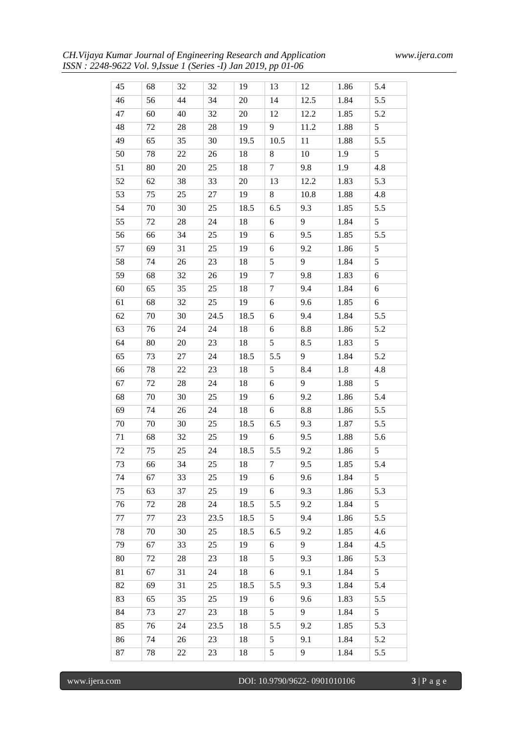| | | | | | | | | |
|---|---|---|---|---|---|---|---|---|
| 45 | 68 | 32 | 32 | 19 | 13 | 12 | 1.86 | 5.4 |
| 46 | 56 | 44 | 34 | 20 | 14 | 12.5 | 1.84 | 5.5 |
| 47 | 60 | 40 | 32 | 20 | 12 | 12.2 | 1.85 | 5.2 |
| 48 | 72 | 28 | 28 | 19 | 9 | 11.2 | 1.88 | 5 |
| 49 | 65 | 35 | 30 | 19.5 | 10.5 | 11 | 1.88 | 5.5 |
| 50 | 78 | 22 | 26 | 18 | 8 | 10 | 1.9 | 5 |
| 51 | 80 | 20 | 25 | 18 | 7 | 9.8 | 1.9 | 4.8 |
| 52 | 62 | 38 | 33 | 20 | 13 | 12.2 | 1.83 | 5.3 |
| 53 | 75 | 25 | 27 | 19 | 8 | 10.8 | 1.88 | 4.8 |
| 54 | 70 | 30 | 25 | 18.5 | 6.5 | 9.3 | 1.85 | 5.5 |
| 55 | 72 | 28 | 24 | 18 | 6 | 9 | 1.84 | 5 |
| 56 | 66 | 34 | 25 | 19 | 6 | 9.5 | 1.85 | 5.5 |
| 57 | 69 | 31 | 25 | 19 | 6 | 9.2 | 1.86 | 5 |
| 58 | 74 | 26 | 23 | 18 | 5 | 9 | 1.84 | 5 |
| 59 | 68 | 32 | 26 | 19 | 7 | 9.8 | 1.83 | 6 |
| 60 | 65 | 35 | 25 | 18 | 7 | 9.4 | 1.84 | 6 |
| 61 | 68 | 32 | 25 | 19 | 6 | 9.6 | 1.85 | 6 |
| 62 | 70 | 30 | 24.5 | 18.5 | 6 | 9.4 | 1.84 | 5.5 |
| 63 | 76 | 24 | 24 | 18 | 6 | 8.8 | 1.86 | 5.2 |
| 64 | 80 | 20 | 23 | 18 | 5 | 8.5 | 1.83 | 5 |
| 65 | 73 | 27 | 24 | 18.5 | 5.5 | 9 | 1.84 | 5.2 |
| 66 | 78 | 22 | 23 | 18 | 5 | 8.4 | 1.8 | 4.8 |
| 67 | 72 | 28 | 24 | 18 | 6 | 9 | 1.88 | 5 |
| 68 | 70 | 30 | 25 | 19 | 6 | 9.2 | 1.86 | 5.4 |
| 69 | 74 | 26 | 24 | 18 | 6 | 8.8 | 1.86 | 5.5 |
| 70 | 70 | 30 | 25 | 18.5 | 6.5 | 9.3 | 1.87 | 5.5 |
| 71 | 68 | 32 | 25 | 19 | 6 | 9.5 | 1.88 | 5.6 |
| 72 | 75 | 25 | 24 | 18.5 | 5.5 | 9.2 | 1.86 | 5 |
| 73 | 66 | 34 | 25 | 18 | 7 | 9.5 | 1.85 | 5.4 |
| 74 | 67 | 33 | 25 | 19 | 6 | 9.6 | 1.84 | 5 |
| 75 | 63 | 37 | 25 | 19 | 6 | 9.3 | 1.86 | 5.3 |
| 76 | 72 | 28 | 24 | 18.5 | 5.5 | 9.2 | 1.84 | 5 |
| 77 | 77 | 23 | 23.5 | 18.5 | 5 | 9.4 | 1.86 | 5.5 |
| 78 | 70 | 30 | 25 | 18.5 | 6.5 | 9.2 | 1.85 | 4.6 |
| 79 | 67 | 33 | 25 | 19 | 6 | 9 | 1.84 | 4.5 |
| 80 | 72 | 28 | 23 | 18 | 5 | 9.3 | 1.86 | 5.3 |
| 81 | 67 | 31 | 24 | 18 | 6 | 9.1 | 1.84 | 5 |
| 82 | 69 | 31 | 25 | 18.5 | 5.5 | 9.3 | 1.84 | 5.4 |
| 83 | 65 | 35 | 25 | 19 | 6 | 9.6 | 1.83 | 5.5 |
| 84 | 73 | 27 | 23 | 18 | 5 | 9 | 1.84 | 5 |
| 85 | 76 | 24 | 23.5 | 18 | 5.5 | 9.2 | 1.85 | 5.3 |
| 86 | 74 | 26 | 23 | 18 | 5 | 9.1 | 1.84 | 5.2 |
| 87 | 78 | 22 | 23 | 18 | 5 | 9 | 1.84 | 5.5 |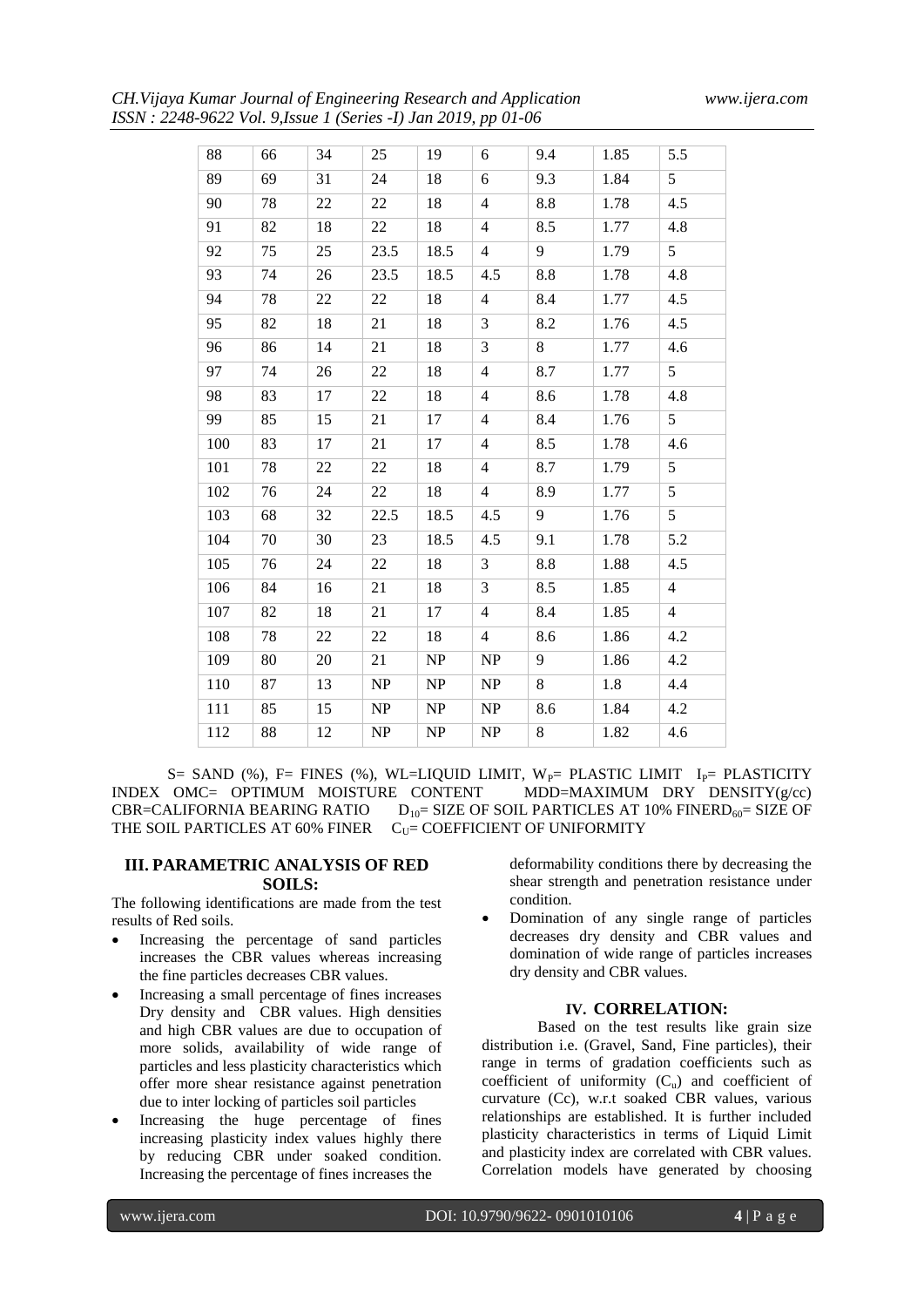| | | | | | | | | |
|---|---|---|---|---|---|---|---|---|
| 88 | 66 | 34 | 25 | 19 | 6 | 9.4 | 1.85 | 5.5 |
| 89 | 69 | 31 | 24 | 18 | 6 | 9.3 | 1.84 | 5 |
| 90 | 78 | 22 | 22 | 18 | 4 | 8.8 | 1.78 | 4.5 |
| 91 | 82 | 18 | 22 | 18 | 4 | 8.5 | 1.77 | 4.8 |
| 92 | 75 | 25 | 23.5 | 18.5 | 4 | 9 | 1.79 | 5 |
| 93 | 74 | 26 | 23.5 | 18.5 | 4.5 | 8.8 | 1.78 | 4.8 |
| 94 | 78 | 22 | 22 | 18 | 4 | 8.4 | 1.77 | 4.5 |
| 95 | 82 | 18 | 21 | 18 | 3 | 8.2 | 1.76 | 4.5 |
| 96 | 86 | 14 | 21 | 18 | 3 | 8 | 1.77 | 4.6 |
| 97 | 74 | 26 | 22 | 18 | 4 | 8.7 | 1.77 | 5 |
| 98 | 83 | 17 | 22 | 18 | 4 | 8.6 | 1.78 | 4.8 |
| 99 | 85 | 15 | 21 | 17 | 4 | 8.4 | 1.76 | 5 |
| 100 | 83 | 17 | 21 | 17 | 4 | 8.5 | 1.78 | 4.6 |
| 101 | 78 | 22 | 22 | 18 | 4 | 8.7 | 1.79 | 5 |
| 102 | 76 | 24 | 22 | 18 | 4 | 8.9 | 1.77 | 5 |
| 103 | 68 | 32 | 22.5 | 18.5 | 4.5 | 9 | 1.76 | 5 |
| 104 | 70 | 30 | 23 | 18.5 | 4.5 | 9.1 | 1.78 | 5.2 |
| 105 | 76 | 24 | 22 | 18 | 3 | 8.8 | 1.88 | 4.5 |
| 106 | 84 | 16 | 21 | 18 | 3 | 8.5 | 1.85 | 4 |
| 107 | 82 | 18 | 21 | 17 | 4 | 8.4 | 1.85 | 4 |
| 108 | 78 | 22 | 22 | 18 | 4 | 8.6 | 1.86 | 4.2 |
| 109 | 80 | 20 | 21 | NP | NP | 9 | 1.86 | 4.2 |
| 110 | 87 | 13 | NP | NP | NP | 8 | 1.8 | 4.4 |
| 111 | 85 | 15 | NP | NP | NP | 8.6 | 1.84 | 4.2 |
| 112 | 88 | 12 | NP | NP | NP | 8 | 1.82 | 4.6 |

S= SAND (%), F= FINES (%), WL=LIQUID LIMIT, $W_P$= PLASTIC LIMIT $I_P$= PLASTICITY INDEX OMC= OPTIMUM MOISTURE CONTENT MDD=MAXIMUM DRY DENSITY(g/cc) CBR=CALIFORNIA BEARING RATIO $D_{10}$= SIZE OF SOIL PARTICLES AT 10% FINER$D_{60}$= SIZE OF THE SOIL PARTICLES AT 60% FINER $C_U$= COEFFICIENT OF UNIFORMITY

## III. PARAMETRIC ANALYSIS OF RED SOILS:

The following identifications are made from the test results of Red soils.

- Increasing the percentage of sand particles increases the CBR values whereas increasing the fine particles decreases CBR values.
- Increasing a small percentage of fines increases Dry density and CBR values. High densities and high CBR values are due to occupation of more solids, availability of wide range of particles and less plasticity characteristics which offer more shear resistance against penetration due to inter locking of particles soil particles
- Increasing the huge percentage of fines increasing plasticity index values highly there by reducing CBR under soaked condition. Increasing the percentage of fines increases the deformability conditions there by decreasing the shear strength and penetration resistance under condition.
- Domination of any single range of particles decreases dry density and CBR values and domination of wide range of particles increases dry density and CBR values.

## IV. CORRELATION:

Based on the test results like grain size distribution i.e. (Gravel, Sand, Fine particles), their range in terms of gradation coefficients such as coefficient of uniformity ($C_u$) and coefficient of curvature (Cc), w.r.t soaked CBR values, various relationships are established. It is further included plasticity characteristics in terms of Liquid Limit and plasticity index are correlated with CBR values. Correlation models have generated by choosing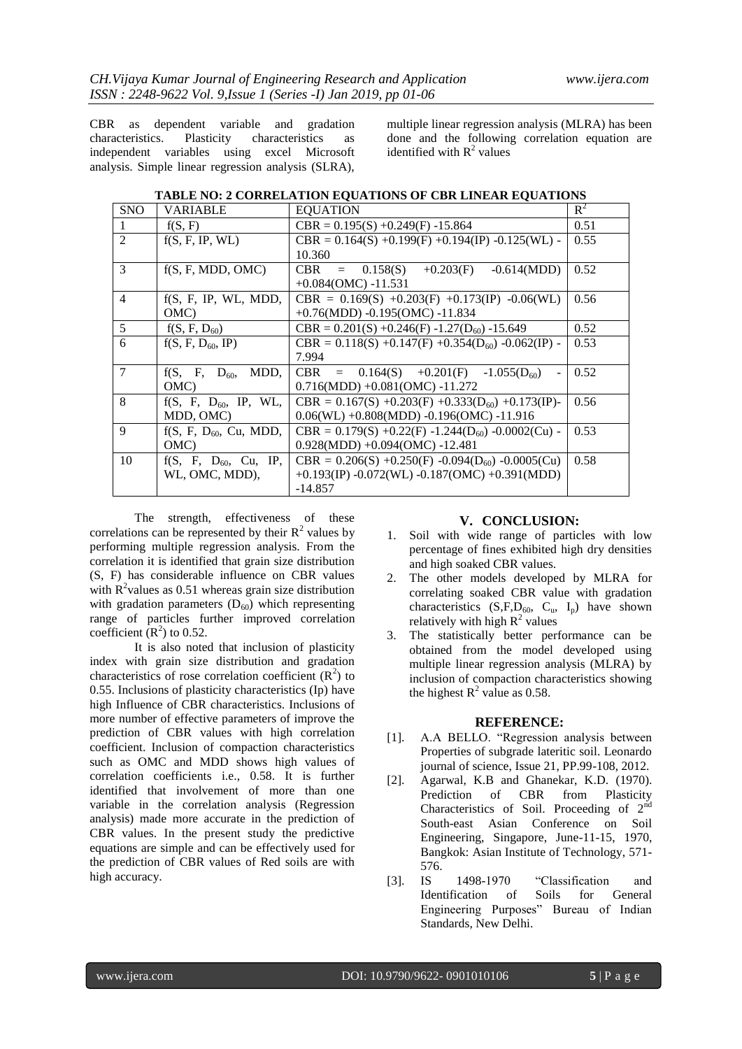CBR as dependent variable and gradation characteristics. Plasticity characteristics as independent variables using excel Microsoft analysis. Simple linear regression analysis (SLRA), multiple linear regression analysis (MLRA) has been done and the following correlation equation are identified with $R^2$ values

**TABLE NO: 2 CORRELATION EQUATIONS OF CBR LINEAR EQUATIONS**

| SNO | VARIABLE | EQUATION | $R^2$ |
|---|---|---|---|
| 1 | f(S, F) | CBR = 0.195(S) +0.249(F) -15.864 | 0.51 |
| 2 | f(S, F, IP, WL) | CBR = 0.164(S) +0.199(F) +0.194(IP) -0.125(WL) -10.360 | 0.55 |
| 3 | f(S, F, MDD, OMC) | CBR = 0.158(S) +0.203(F) -0.614(MDD) +0.084(OMC) -11.531 | 0.52 |
| 4 | f(S, F, IP, WL, MDD, OMC) | CBR = 0.169(S) +0.203(F) +0.173(IP) -0.06(WL) +0.76(MDD) -0.195(OMC) -11.834 | 0.56 |
| 5 | f(S, F, $D_{60}$) | CBR = 0.201(S) +0.246(F) -1.27($D_{60}$) -15.649 | 0.52 |
| 6 | f(S, F, $D_{60}$, IP) | CBR = 0.118(S) +0.147(F) +0.354($D_{60}$) -0.062(IP) -7.994 | 0.53 |
| 7 | f(S, F, $D_{60}$, MDD, OMC) | CBR = 0.164(S) +0.201(F) -1.055($D_{60}$) -0.716(MDD) +0.081(OMC) -11.272 | 0.52 |
| 8 | f(S, F, $D_{60}$, IP, WL, MDD, OMC) | CBR = 0.167(S) +0.203(F) +0.333($D_{60}$) +0.173(IP)-0.06(WL) +0.808(MDD) -0.196(OMC) -11.916 | 0.56 |
| 9 | f(S, F, $D_{60}$, Cu, MDD, OMC) | CBR = 0.179(S) +0.22(F) -1.244($D_{60}$) -0.0002(Cu) -0.928(MDD) +0.094(OMC) -12.481 | 0.53 |
| 10 | f(S, F, $D_{60}$, Cu, IP, WL, OMC, MDD), | CBR = 0.206(S) +0.250(F) -0.094($D_{60}$) -0.0005(Cu) +0.193(IP) -0.072(WL) -0.187(OMC) +0.391(MDD) -14.857 | 0.58 |

The strength, effectiveness of these correlations can be represented by their $R^2$ values by performing multiple regression analysis. From the correlation it is identified that grain size distribution (S, F) has considerable influence on CBR values with $R^2$values as 0.51 whereas grain size distribution with gradation parameters ($D_{60}$) which representing range of particles further improved correlation coefficient ($R^2$) to 0.52.

It is also noted that inclusion of plasticity index with grain size distribution and gradation characteristics of rose correlation coefficient ($R^2$) to 0.55. Inclusions of plasticity characteristics (Ip) have high Influence of CBR characteristics. Inclusions of more number of effective parameters of improve the prediction of CBR values with high correlation coefficient. Inclusion of compaction characteristics such as OMC and MDD shows high values of correlation coefficients i.e., 0.58. It is further identified that involvement of more than one variable in the correlation analysis (Regression analysis) made more accurate in the prediction of CBR values. In the present study the predictive equations are simple and can be effectively used for the prediction of CBR values of Red soils are with high accuracy.

## V. CONCLUSION:

1. Soil with wide range of particles with low percentage of fines exhibited high dry densities and high soaked CBR values.
2. The other models developed by MLRA for correlating soaked CBR value with gradation characteristics (S,F,$D_{60}$, $C_u$, $I_p$) have shown relatively with high $R^2$ values
3. The statistically better performance can be obtained from the model developed using multiple linear regression analysis (MLRA) by inclusion of compaction characteristics showing the highest $R^2$ value as 0.58.

## REFERENCE:

[1]. A.A BELLO. "Regression analysis between Properties of subgrade lateritic soil. Leonardo journal of science, Issue 21, PP.99-108, 2012.

[2]. Agarwal, K.B and Ghanekar, K.D. (1970). Prediction of CBR from Plasticity Characteristics of Soil. Proceeding of 2nd South-east Asian Conference on Soil Engineering, Singapore, June-11-15, 1970, Bangkok: Asian Institute of Technology, 571-576.

[3]. IS 1498-1970 "Classification and Identification of Soils for General Engineering Purposes" Bureau of Indian Standards, New Delhi.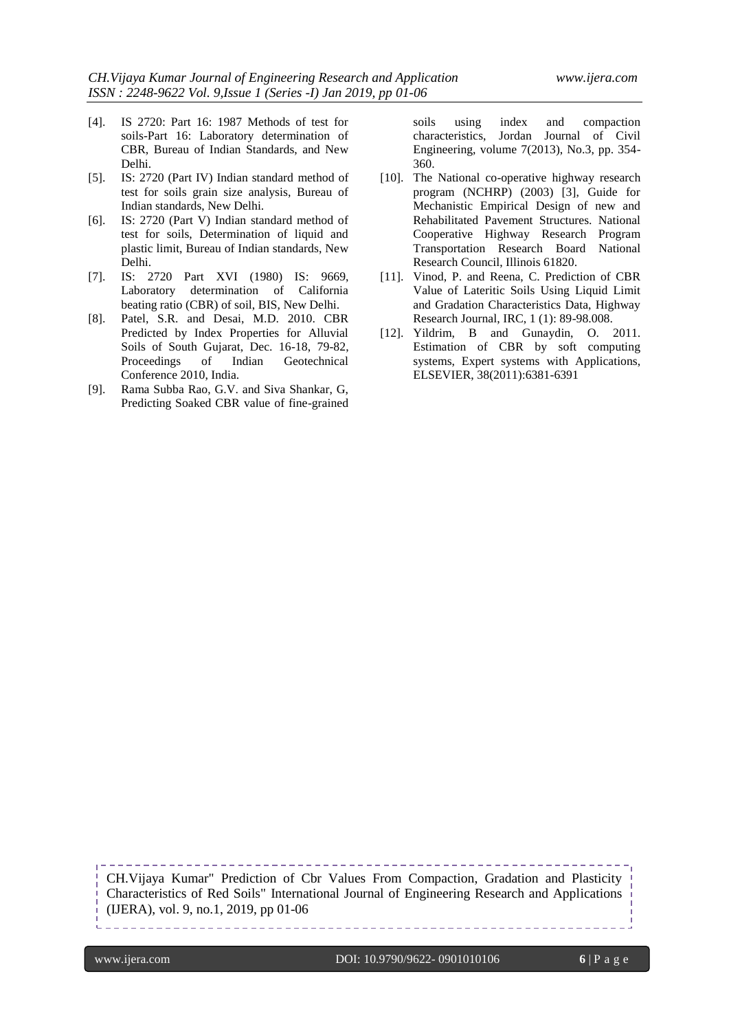[4]. IS 2720: Part 16: 1987 Methods of test for soils-Part 16: Laboratory determination of CBR, Bureau of Indian Standards, and New Delhi.

[5]. IS: 2720 (Part IV) Indian standard method of test for soils grain size analysis, Bureau of Indian standards, New Delhi.

[6]. IS: 2720 (Part V) Indian standard method of test for soils, Determination of liquid and plastic limit, Bureau of Indian standards, New Delhi.

[7]. IS: 2720 Part XVI (1980) IS: 9669, Laboratory determination of California beating ratio (CBR) of soil, BIS, New Delhi.

[8]. Patel, S.R. and Desai, M.D. 2010. CBR Predicted by Index Properties for Alluvial Soils of South Gujarat, Dec. 16-18, 79-82, Proceedings of Indian Geotechnical Conference 2010, India.

[9]. Rama Subba Rao, G.V. and Siva Shankar, G, Predicting Soaked CBR value of fine-grained soils using index and compaction characteristics, Jordan Journal of Civil Engineering, volume 7(2013), No.3, pp. 354-360.

[10]. The National co-operative highway research program (NCHRP) (2003) [3], Guide for Mechanistic Empirical Design of new and Rehabilitated Pavement Structures. National Cooperative Highway Research Program Transportation Research Board National Research Council, Illinois 61820.

[11]. Vinod, P. and Reena, C. Prediction of CBR Value of Lateritic Soils Using Liquid Limit and Gradation Characteristics Data, Highway Research Journal, IRC, 1 (1): 89-98.008.

[12]. Yildrim, B and Gunaydin, O. 2011. Estimation of CBR by soft computing systems, Expert systems with Applications, ELSEVIER, 38(2011):6381-6391

CH.Vijaya Kumar" Prediction of Cbr Values From Compaction, Gradation and Plasticity Characteristics of Red Soils" International Journal of Engineering Research and Applications (IJERA), vol. 9, no.1, 2019, pp 01-06